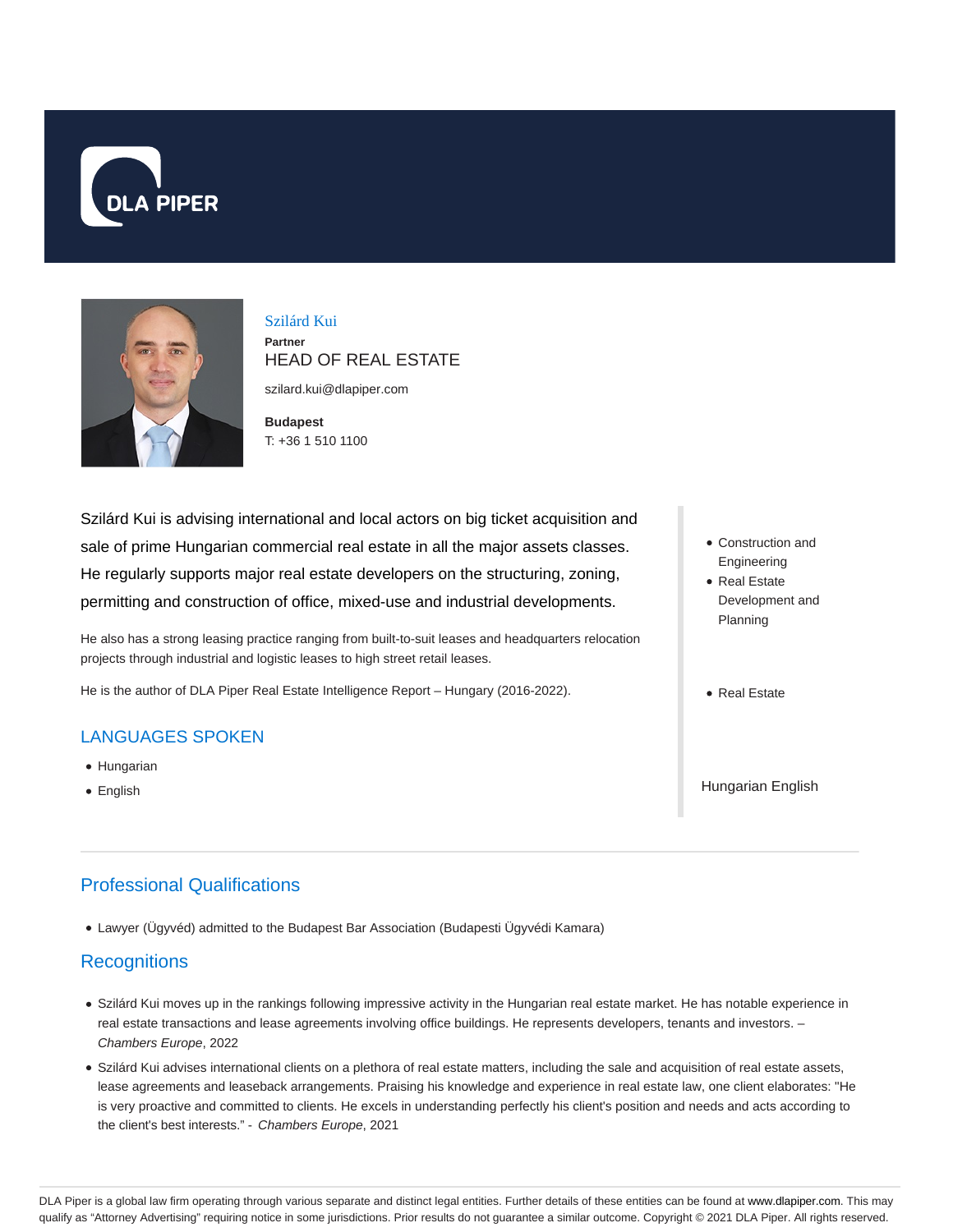DLA PIPER

# Szilárd Kui

**Partner**

HEAD OF REAL ESTATE

szilard.kui@dlapiper.com

**Budapest**

T: +36 1 510 1100

Szilárd Kui is advising international and local actors on big ticket acquisition and sale of prime Hungarian commercial real estate in all the major assets classes. He regularly supports major real estate developers on the structuring, zoning, permitting and construction of office, mixed-use and industrial developments.

He also has a strong leasing practice ranging from built-to-suit leases and headquarters relocation projects through industrial and logistic leases to high street retail leases.

He is the author of DLA Piper Real Estate Intelligence Report – Hungary (2016-2022).

## LANGUAGES SPOKEN

- Hungarian
- English

- Construction and Engineering
- Real Estate Development and Planning

- Real Estate

Hungarian English

## Professional Qualifications

- Lawyer (Ügyvéd) admitted to the Budapest Bar Association (Budapesti Ügyvédi Kamara)

## Recognitions

- Szilárd Kui moves up in the rankings following impressive activity in the Hungarian real estate market. He has notable experience in real estate transactions and lease agreements involving office buildings. He represents developers, tenants and investors. – *Chambers Europe*, 2022
- Szilárd Kui advises international clients on a plethora of real estate matters, including the sale and acquisition of real estate assets, lease agreements and leaseback arrangements. Praising his knowledge and experience in real estate law, one client elaborates: "He is very proactive and committed to clients. He excels in understanding perfectly his client's position and needs and acts according to the client's best interests." - *Chambers Europe*, 2021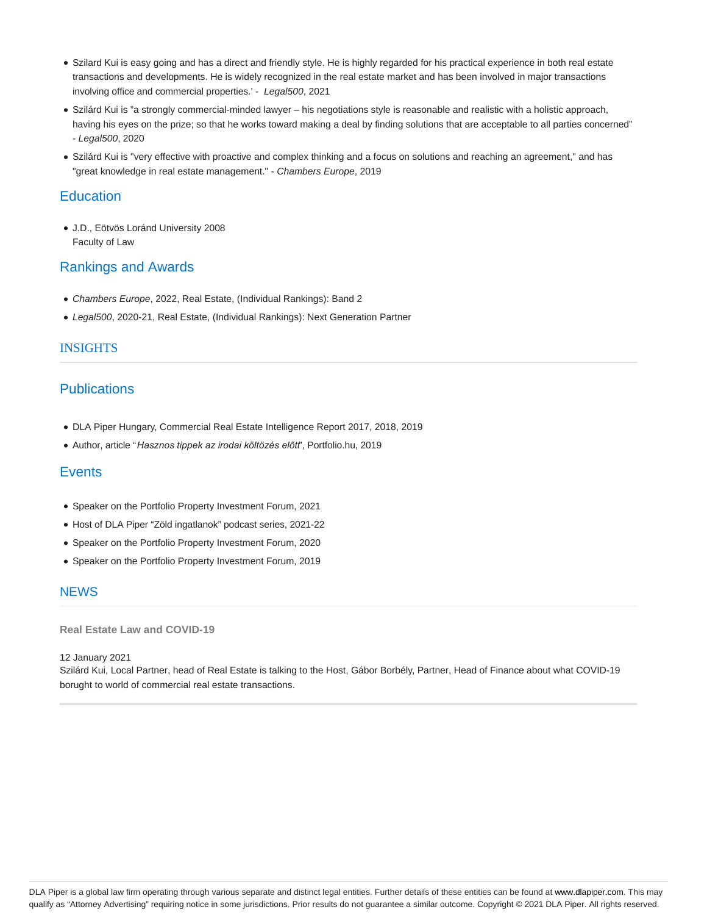- Szilard Kui is easy going and has a direct and friendly style. He is highly regarded for his practical experience in both real estate transactions and developments. He is widely recognized in the real estate market and has been involved in major transactions involving office and commercial properties.' - *Legal500*, 2021
- Szilárd Kui is "a strongly commercial-minded lawyer – his negotiations style is reasonable and realistic with a holistic approach, having his eyes on the prize; so that he works toward making a deal by finding solutions that are acceptable to all parties concerned" - *Legal500*, 2020
- Szilárd Kui is "very effective with proactive and complex thinking and a focus on solutions and reaching an agreement," and has "great knowledge in real estate management." - *Chambers Europe*, 2019

## Education

- J.D., Eötvös Loránd University 2008
  Faculty of Law

## Rankings and Awards

- *Chambers Europe*, 2022, Real Estate, (Individual Rankings): Band 2
- *Legal500*, 2020-21, Real Estate, (Individual Rankings): Next Generation Partner

## INSIGHTS

## Publications

- DLA Piper Hungary, Commercial Real Estate Intelligence Report 2017, 2018, 2019
- Author, article "*Hasznos tippek az irodai költözés előtt*", Portfolio.hu, 2019

## Events

- Speaker on the Portfolio Property Investment Forum, 2021
- Host of DLA Piper "Zöld ingatlanok" podcast series, 2021-22
- Speaker on the Portfolio Property Investment Forum, 2020
- Speaker on the Portfolio Property Investment Forum, 2019

## NEWS

**Real Estate Law and COVID-19**

12 January 2021
Szilárd Kui, Local Partner, head of Real Estate is talking to the Host, Gábor Borbély, Partner, Head of Finance about what COVID-19 borught to world of commercial real estate transactions.

DLA Piper is a global law firm operating through various separate and distinct legal entities. Further details of these entities can be found at www.dlapiper.com. This may qualify as "Attorney Advertising" requiring notice in some jurisdictions. Prior results do not guarantee a similar outcome. Copyright © 2021 DLA Piper. All rights reserved.